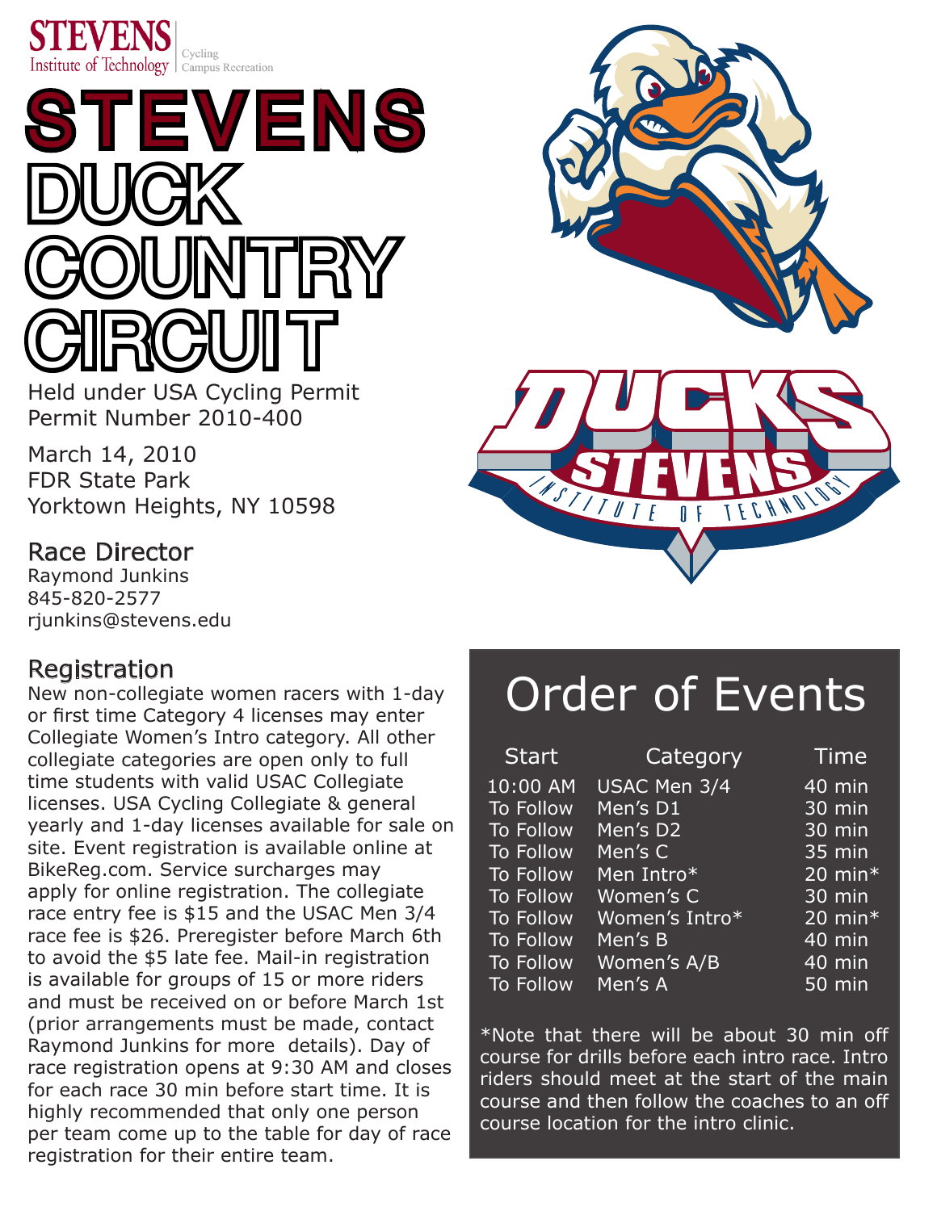STEVENS Institute of Technology | Cycling Campus Recreation

# STEVENS DUCK COUNTRY CIRCUIT

Held under USA Cycling Permit
Permit Number 2010-400

March 14, 2010
FDR State Park
Yorktown Heights, NY 10598

## Race Director

Raymond Junkins
845-820-2577
rjunkins@stevens.edu

## Registration

New non-collegiate women racers with 1-day or first time Category 4 licenses may enter Collegiate Women's Intro category. All other collegiate categories are open only to full time students with valid USAC Collegiate licenses. USA Cycling Collegiate & general yearly and 1-day licenses available for sale on site. Event registration is available online at BikeReg.com. Service surcharges may apply for online registration. The collegiate race entry fee is $15 and the USAC Men 3/4 race fee is $26. Preregister before March 6th to avoid the $5 late fee. Mail-in registration is available for groups of 15 or more riders and must be received on or before March 1st (prior arrangements must be made, contact Raymond Junkins for more details). Day of race registration opens at 9:30 AM and closes for each race 30 min before start time. It is highly recommended that only one person per team come up to the table for day of race registration for their entire team.

## Order of Events

| Start | Category | Time |
|---|---|---|
| 10:00 AM | USAC Men 3/4 | 40 min |
| To Follow | Men's D1 | 30 min |
| To Follow | Men's D2 | 30 min |
| To Follow | Men's C | 35 min |
| To Follow | Men Intro* | 20 min* |
| To Follow | Women's C | 30 min |
| To Follow | Women's Intro* | 20 min* |
| To Follow | Men's B | 40 min |
| To Follow | Women's A/B | 40 min |
| To Follow | Men's A | 50 min |

*Note that there will be about 30 min off course for drills before each intro race. Intro riders should meet at the start of the main course and then follow the coaches to an off course location for the intro clinic.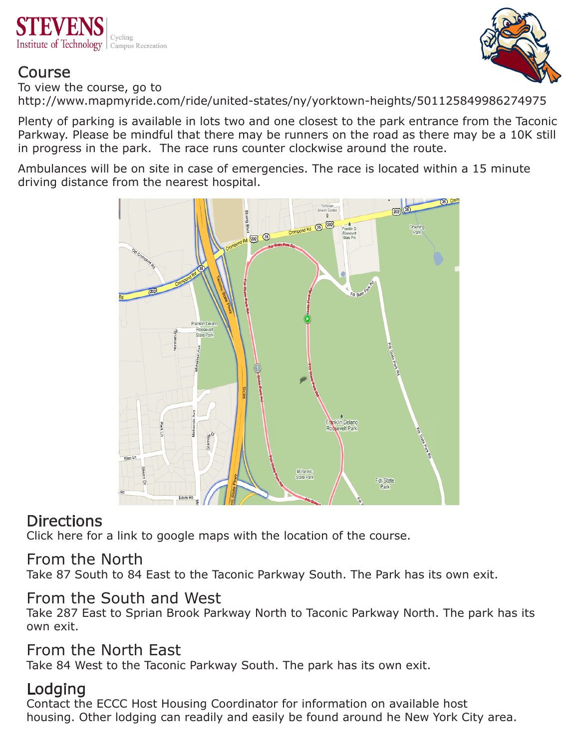## Course

To view the course, go to http://www.mapmyride.com/ride/united-states/ny/yorktown-heights/501125849986274975

Plenty of parking is available in lots two and one closest to the park entrance from the Taconic Parkway. Please be mindful that there may be runners on the road as there may be a 10K still in progress in the park. The race runs counter clockwise around the route.

Ambulances will be on site in case of emergencies. The race is located within a 15 minute driving distance from the nearest hospital.

## Directions

Click here for a link to google maps with the location of the course.

## From the North

Take 87 South to 84 East to the Taconic Parkway South. The Park has its own exit.

## From the South and West

Take 287 East to Sprian Brook Parkway North to Taconic Parkway North. The park has its own exit.

## From the North East

Take 84 West to the Taconic Parkway South. The park has its own exit.

## Lodging

Contact the ECCC Host Housing Coordinator for information on available host housing. Other lodging can readily and easily be found around he New York City area.